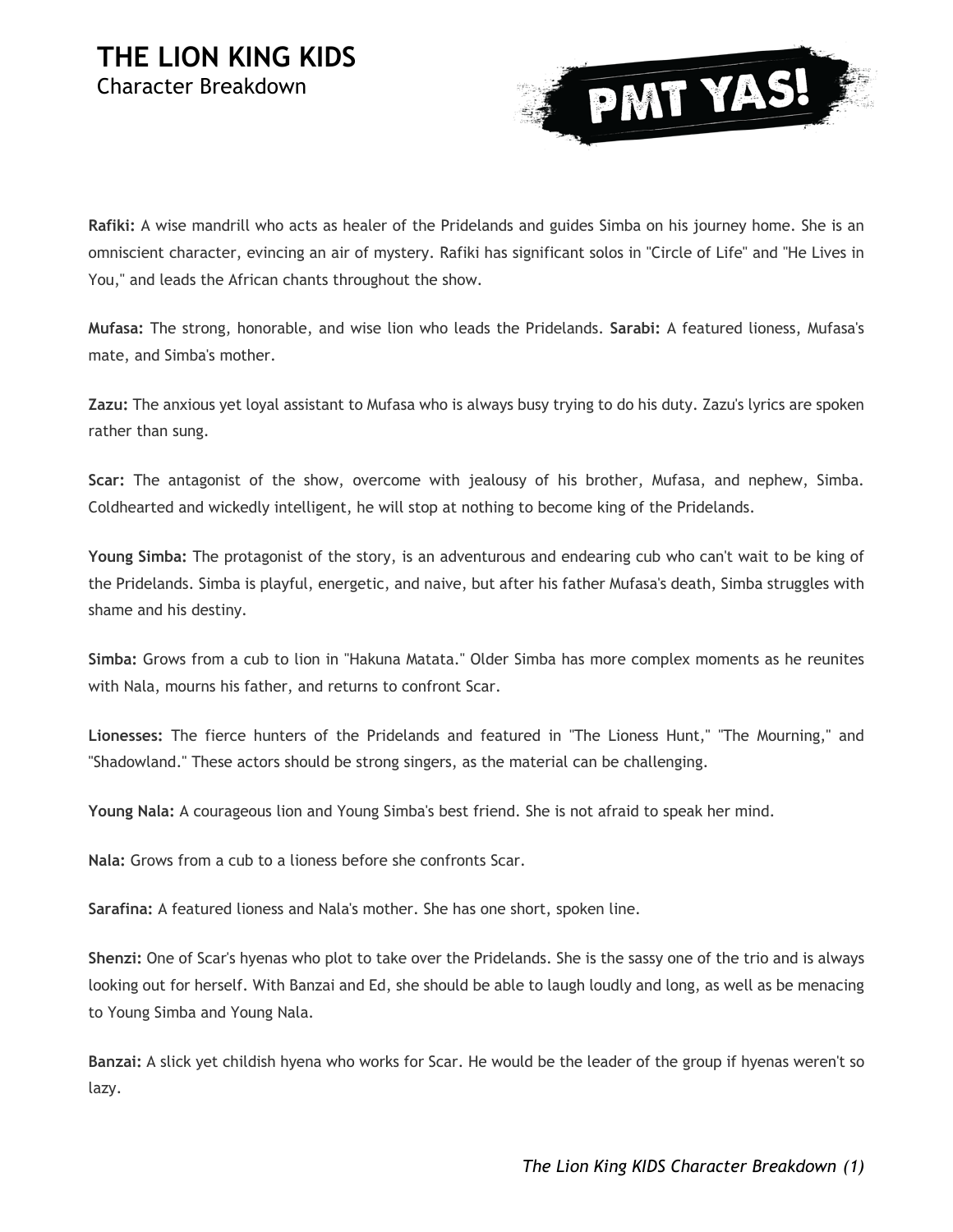# THE LION KING KIDS

Character Breakdown

PMT YAS!

**Rafiki:** A wise mandrill who acts as healer of the Pridelands and guides Simba on his journey home. She is an omniscient character, evincing an air of mystery. Rafiki has significant solos in "Circle of Life" and "He Lives in You," and leads the African chants throughout the show.

**Mufasa:** The strong, honorable, and wise lion who leads the Pridelands. **Sarabi:** A featured lioness, Mufasa's mate, and Simba's mother.

**Zazu:** The anxious yet loyal assistant to Mufasa who is always busy trying to do his duty. Zazu's lyrics are spoken rather than sung.

**Scar:** The antagonist of the show, overcome with jealousy of his brother, Mufasa, and nephew, Simba. Coldhearted and wickedly intelligent, he will stop at nothing to become king of the Pridelands.

**Young Simba:** The protagonist of the story, is an adventurous and endearing cub who can't wait to be king of the Pridelands. Simba is playful, energetic, and naive, but after his father Mufasa's death, Simba struggles with shame and his destiny.

**Simba:** Grows from a cub to lion in "Hakuna Matata." Older Simba has more complex moments as he reunites with Nala, mourns his father, and returns to confront Scar.

**Lionesses:** The fierce hunters of the Pridelands and featured in "The Lioness Hunt," "The Mourning," and "Shadowland." These actors should be strong singers, as the material can be challenging.

**Young Nala:** A courageous lion and Young Simba's best friend. She is not afraid to speak her mind.

**Nala:** Grows from a cub to a lioness before she confronts Scar.

**Sarafina:** A featured lioness and Nala's mother. She has one short, spoken line.

**Shenzi:** One of Scar's hyenas who plot to take over the Pridelands. She is the sassy one of the trio and is always looking out for herself. With Banzai and Ed, she should be able to laugh loudly and long, as well as be menacing to Young Simba and Young Nala.

**Banzai:** A slick yet childish hyena who works for Scar. He would be the leader of the group if hyenas weren't so lazy.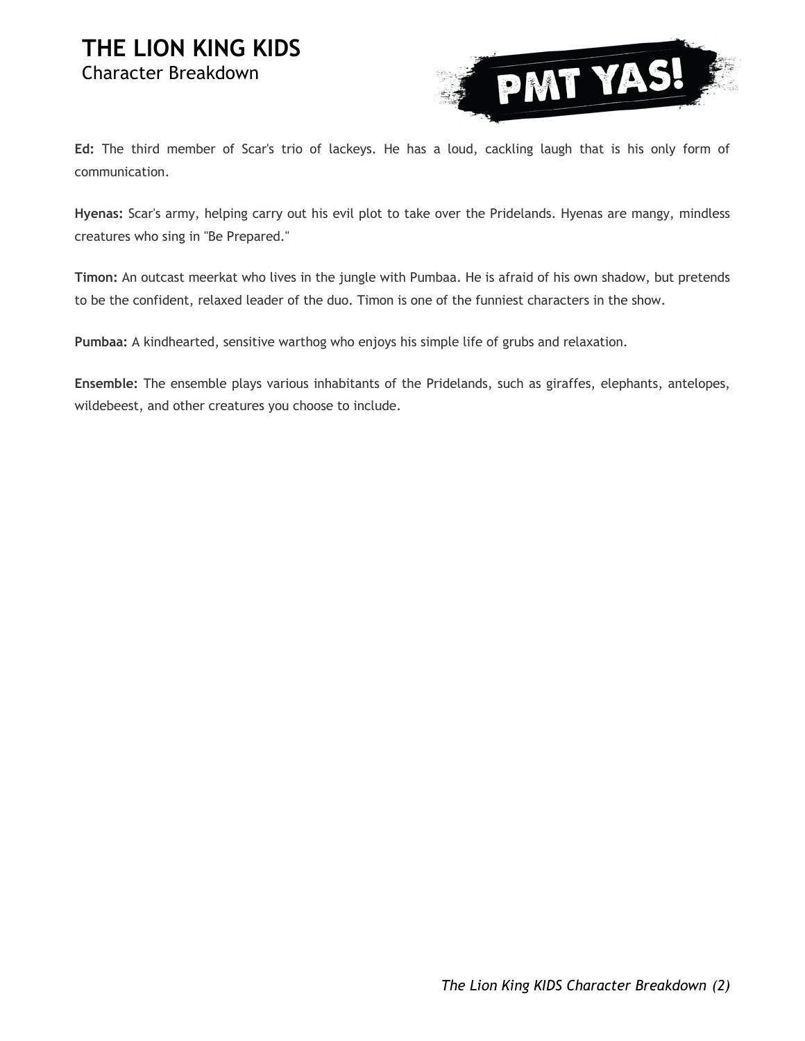**Ed:** The third member of Scar's trio of lackeys. He has a loud, cackling laugh that is his only form of communication.

**Hyenas:** Scar's army, helping carry out his evil plot to take over the Pridelands. Hyenas are mangy, mindless creatures who sing in "Be Prepared."

**Timon:** An outcast meerkat who lives in the jungle with Pumbaa. He is afraid of his own shadow, but pretends to be the confident, relaxed leader of the duo. Timon is one of the funniest characters in the show.

**Pumbaa:** A kindhearted, sensitive warthog who enjoys his simple life of grubs and relaxation.

**Ensemble:** The ensemble plays various inhabitants of the Pridelands, such as giraffes, elephants, antelopes, wildebeest, and other creatures you choose to include.